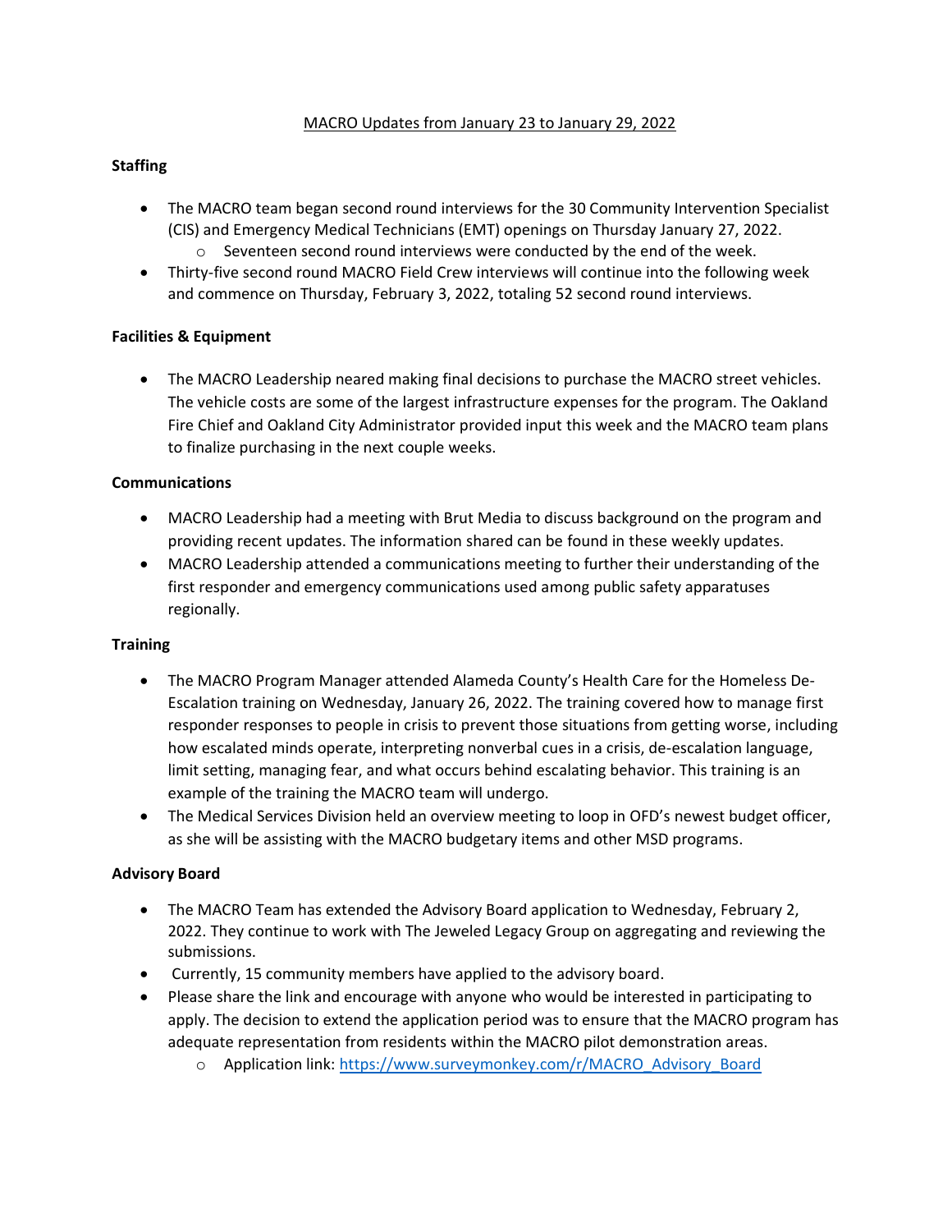# MACRO Updates from January 23 to January 29, 2022

## Staffing

- The MACRO team began second round interviews for the 30 Community Intervention Specialist (CIS) and Emergency Medical Technicians (EMT) openings on Thursday January 27, 2022.
  - Seventeen second round interviews were conducted by the end of the week.
- Thirty-five second round MACRO Field Crew interviews will continue into the following week and commence on Thursday, February 3, 2022, totaling 52 second round interviews.

## Facilities & Equipment

- The MACRO Leadership neared making final decisions to purchase the MACRO street vehicles. The vehicle costs are some of the largest infrastructure expenses for the program. The Oakland Fire Chief and Oakland City Administrator provided input this week and the MACRO team plans to finalize purchasing in the next couple weeks.

## Communications

- MACRO Leadership had a meeting with Brut Media to discuss background on the program and providing recent updates. The information shared can be found in these weekly updates.
- MACRO Leadership attended a communications meeting to further their understanding of the first responder and emergency communications used among public safety apparatuses regionally.

## Training

- The MACRO Program Manager attended Alameda County's Health Care for the Homeless De-Escalation training on Wednesday, January 26, 2022. The training covered how to manage first responder responses to people in crisis to prevent those situations from getting worse, including how escalated minds operate, interpreting nonverbal cues in a crisis, de-escalation language, limit setting, managing fear, and what occurs behind escalating behavior. This training is an example of the training the MACRO team will undergo.
- The Medical Services Division held an overview meeting to loop in OFD's newest budget officer, as she will be assisting with the MACRO budgetary items and other MSD programs.

## Advisory Board

- The MACRO Team has extended the Advisory Board application to Wednesday, February 2, 2022. They continue to work with The Jeweled Legacy Group on aggregating and reviewing the submissions.
- Currently, 15 community members have applied to the advisory board.
- Please share the link and encourage with anyone who would be interested in participating to apply. The decision to extend the application period was to ensure that the MACRO program has adequate representation from residents within the MACRO pilot demonstration areas.
  - Application link: [https://www.surveymonkey.com/r/MACRO_Advisory_Board](https://www.surveymonkey.com/r/MACRO_Advisory_Board)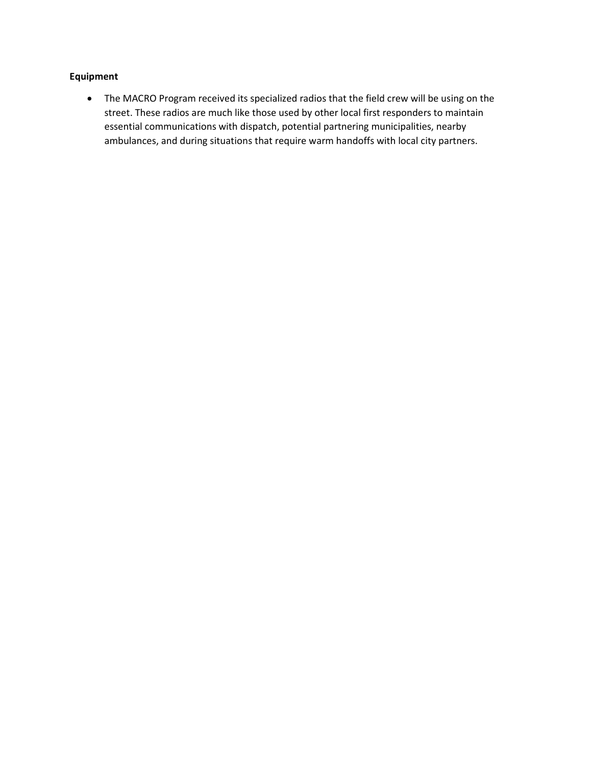**Equipment**

- The MACRO Program received its specialized radios that the field crew will be using on the street. These radios are much like those used by other local first responders to maintain essential communications with dispatch, potential partnering municipalities, nearby ambulances, and during situations that require warm handoffs with local city partners.